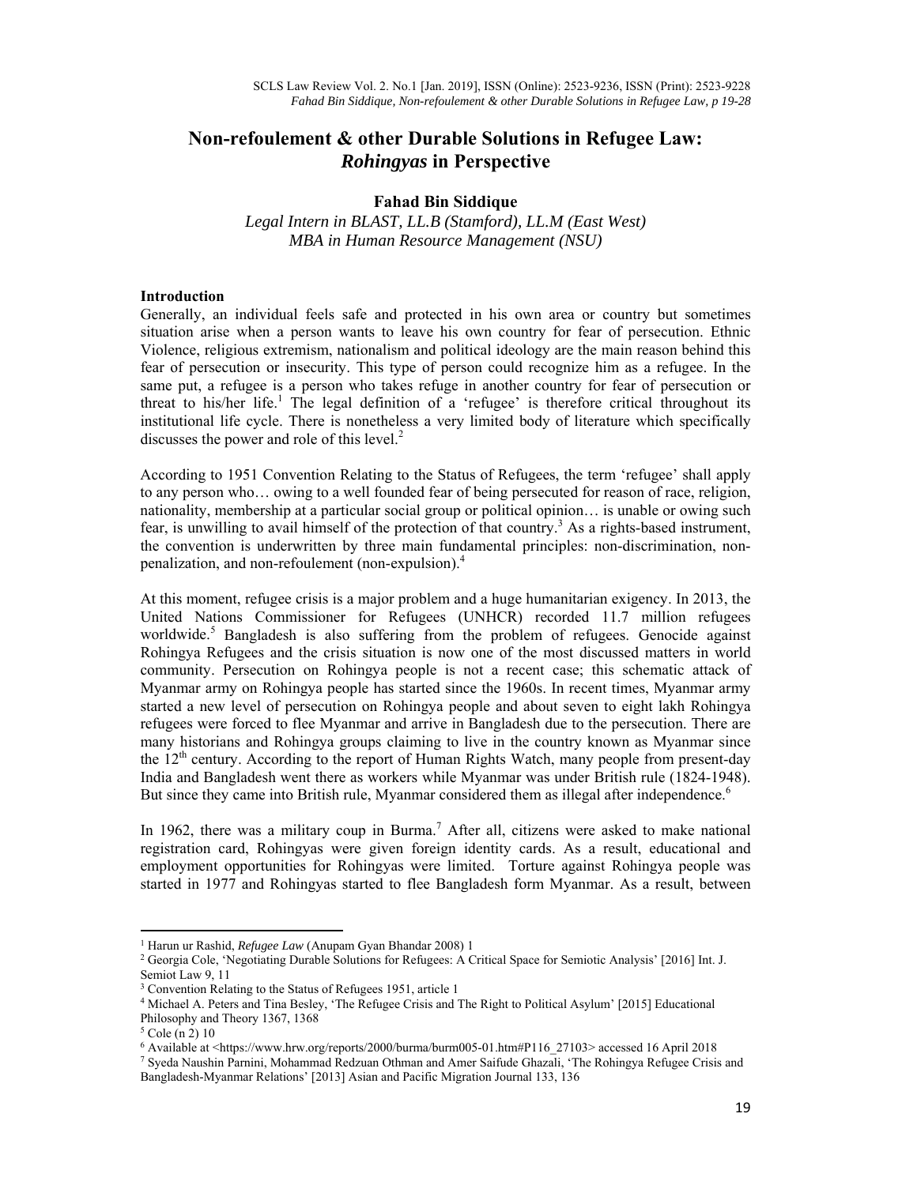# Non-refoulement & other Durable Solutions in Refugee Law: *Rohingyas* in Perspective

**Fahad Bin Siddique**

*Legal Intern in BLAST, LL.B (Stamford), LL.M (East West)*
*MBA in Human Resource Management (NSU)*

**Introduction**

Generally, an individual feels safe and protected in his own area or country but sometimes situation arise when a person wants to leave his own country for fear of persecution. Ethnic Violence, religious extremism, nationalism and political ideology are the main reason behind this fear of persecution or insecurity. This type of person could recognize him as a refugee. In the same put, a refugee is a person who takes refuge in another country for fear of persecution or threat to his/her life.[1] The legal definition of a 'refugee' is therefore critical throughout its institutional life cycle. There is nonetheless a very limited body of literature which specifically discusses the power and role of this level.[2]

According to 1951 Convention Relating to the Status of Refugees, the term 'refugee' shall apply to any person who… owing to a well founded fear of being persecuted for reason of race, religion, nationality, membership at a particular social group or political opinion… is unable or owing such fear, is unwilling to avail himself of the protection of that country.[3] As a rights-based instrument, the convention is underwritten by three main fundamental principles: non-discrimination, non-penalization, and non-refoulement (non-expulsion).[4]

At this moment, refugee crisis is a major problem and a huge humanitarian exigency. In 2013, the United Nations Commissioner for Refugees (UNHCR) recorded 11.7 million refugees worldwide.[5] Bangladesh is also suffering from the problem of refugees. Genocide against Rohingya Refugees and the crisis situation is now one of the most discussed matters in world community. Persecution on Rohingya people is not a recent case; this schematic attack of Myanmar army on Rohingya people has started since the 1960s. In recent times, Myanmar army started a new level of persecution on Rohingya people and about seven to eight lakh Rohingya refugees were forced to flee Myanmar and arrive in Bangladesh due to the persecution. There are many historians and Rohingya groups claiming to live in the country known as Myanmar since the 12th century. According to the report of Human Rights Watch, many people from present-day India and Bangladesh went there as workers while Myanmar was under British rule (1824-1948). But since they came into British rule, Myanmar considered them as illegal after independence.[6]

In 1962, there was a military coup in Burma.[7] After all, citizens were asked to make national registration card, Rohingyas were given foreign identity cards. As a result, educational and employment opportunities for Rohingyas were limited. Torture against Rohingya people was started in 1977 and Rohingyas started to flee Bangladesh form Myanmar. As a result, between

---

[1] Harun ur Rashid, *Refugee Law* (Anupam Gyan Bhandar 2008) 1

[2] Georgia Cole, 'Negotiating Durable Solutions for Refugees: A Critical Space for Semiotic Analysis' [2016] Int. J. Semiot Law 9, 11

[3] Convention Relating to the Status of Refugees 1951, article 1

[4] Michael A. Peters and Tina Besley, 'The Refugee Crisis and The Right to Political Asylum' [2015] Educational Philosophy and Theory 1367, 1368

[5] Cole (n 2) 10

[6] Available at <https://www.hrw.org/reports/2000/burma/burm005-01.htm#P116_27103> accessed 16 April 2018

[7] Syeda Naushin Parnini, Mohammad Redzuan Othman and Amer Saifude Ghazali, 'The Rohingya Refugee Crisis and Bangladesh-Myanmar Relations' [2013] Asian and Pacific Migration Journal 133, 136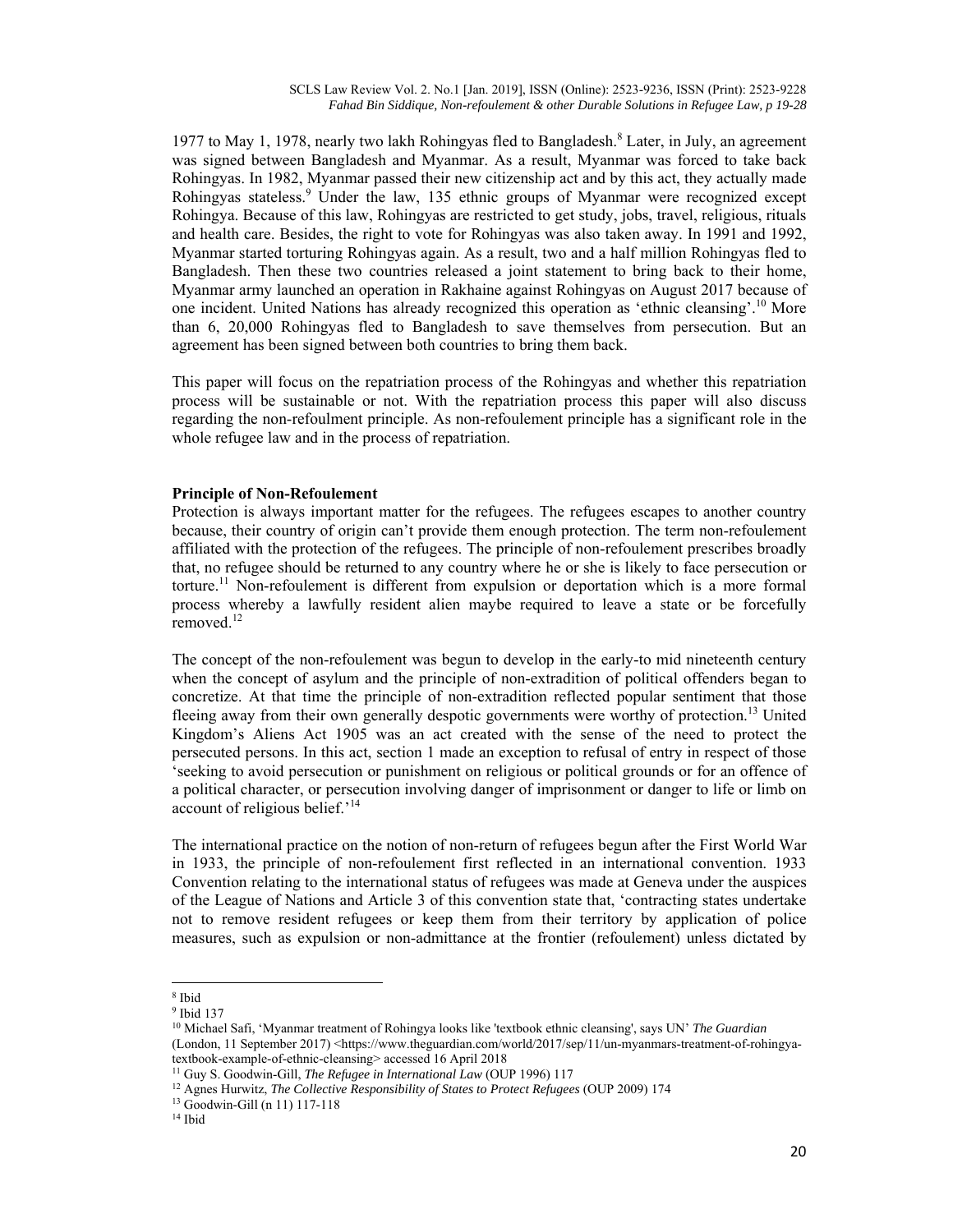1977 to May 1, 1978, nearly two lakh Rohingyas fled to Bangladesh.[8] Later, in July, an agreement was signed between Bangladesh and Myanmar. As a result, Myanmar was forced to take back Rohingyas. In 1982, Myanmar passed their new citizenship act and by this act, they actually made Rohingyas stateless.[9] Under the law, 135 ethnic groups of Myanmar were recognized except Rohingya. Because of this law, Rohingyas are restricted to get study, jobs, travel, religious, rituals and health care. Besides, the right to vote for Rohingyas was also taken away. In 1991 and 1992, Myanmar started torturing Rohingyas again. As a result, two and a half million Rohingyas fled to Bangladesh. Then these two countries released a joint statement to bring back to their home, Myanmar army launched an operation in Rakhaine against Rohingyas on August 2017 because of one incident. United Nations has already recognized this operation as 'ethnic cleansing'.[10] More than 6, 20,000 Rohingyas fled to Bangladesh to save themselves from persecution. But an agreement has been signed between both countries to bring them back.

This paper will focus on the repatriation process of the Rohingyas and whether this repatriation process will be sustainable or not. With the repatriation process this paper will also discuss regarding the non-refoulment principle. As non-refoulement principle has a significant role in the whole refugee law and in the process of repatriation.

**Principle of Non-Refoulement**

Protection is always important matter for the refugees. The refugees escapes to another country because, their country of origin can't provide them enough protection. The term non-refoulement affiliated with the protection of the refugees. The principle of non-refoulement prescribes broadly that, no refugee should be returned to any country where he or she is likely to face persecution or torture.[11] Non-refoulement is different from expulsion or deportation which is a more formal process whereby a lawfully resident alien maybe required to leave a state or be forcefully removed.[12]

The concept of the non-refoulement was begun to develop in the early-to mid nineteenth century when the concept of asylum and the principle of non-extradition of political offenders began to concretize. At that time the principle of non-extradition reflected popular sentiment that those fleeing away from their own generally despotic governments were worthy of protection.[13] United Kingdom's Aliens Act 1905 was an act created with the sense of the need to protect the persecuted persons. In this act, section 1 made an exception to refusal of entry in respect of those 'seeking to avoid persecution or punishment on religious or political grounds or for an offence of a political character, or persecution involving danger of imprisonment or danger to life or limb on account of religious belief.'[14]

The international practice on the notion of non-return of refugees begun after the First World War in 1933, the principle of non-refoulement first reflected in an international convention. 1933 Convention relating to the international status of refugees was made at Geneva under the auspices of the League of Nations and Article 3 of this convention state that, 'contracting states undertake not to remove resident refugees or keep them from their territory by application of police measures, such as expulsion or non-admittance at the frontier (refoulement) unless dictated by

---

[8] Ibid

[9] Ibid 137

[10] Michael Safi, 'Myanmar treatment of Rohingya looks like 'textbook ethnic cleansing', says UN' *The Guardian* (London, 11 September 2017) <https://www.theguardian.com/world/2017/sep/11/un-myanmars-treatment-of-rohingya-textbook-example-of-ethnic-cleansing> accessed 16 April 2018

[11] Guy S. Goodwin-Gill, *The Refugee in International Law* (OUP 1996) 117

[12] Agnes Hurwitz, *The Collective Responsibility of States to Protect Refugees* (OUP 2009) 174

[13] Goodwin-Gill (n 11) 117-118

[14] Ibid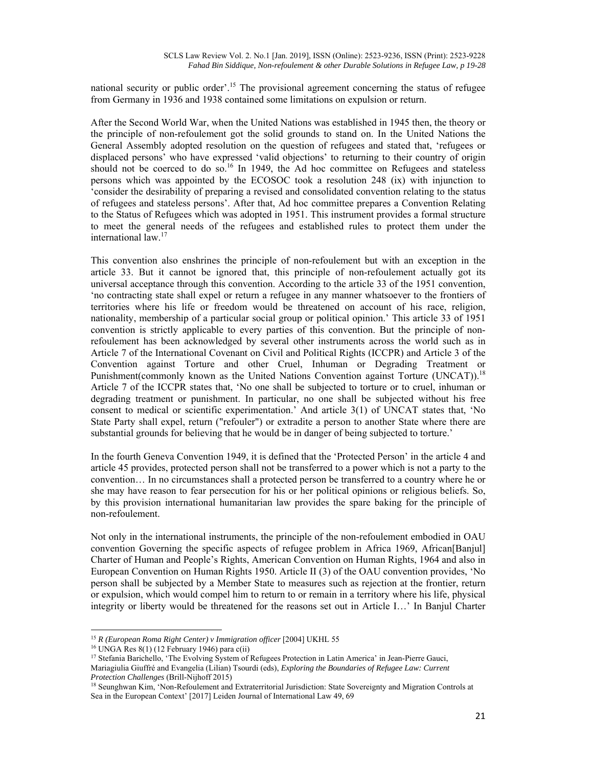national security or public order'.[15] The provisional agreement concerning the status of refugee from Germany in 1936 and 1938 contained some limitations on expulsion or return.

After the Second World War, when the United Nations was established in 1945 then, the theory or the principle of non-refoulement got the solid grounds to stand on. In the United Nations the General Assembly adopted resolution on the question of refugees and stated that, 'refugees or displaced persons' who have expressed 'valid objections' to returning to their country of origin should not be coerced to do so.[16] In 1949, the Ad hoc committee on Refugees and stateless persons which was appointed by the ECOSOC took a resolution 248 (ix) with injunction to 'consider the desirability of preparing a revised and consolidated convention relating to the status of refugees and stateless persons'. After that, Ad hoc committee prepares a Convention Relating to the Status of Refugees which was adopted in 1951. This instrument provides a formal structure to meet the general needs of the refugees and established rules to protect them under the international law.[17]

This convention also enshrines the principle of non-refoulement but with an exception in the article 33. But it cannot be ignored that, this principle of non-refoulement actually got its universal acceptance through this convention. According to the article 33 of the 1951 convention, 'no contracting state shall expel or return a refugee in any manner whatsoever to the frontiers of territories where his life or freedom would be threatened on account of his race, religion, nationality, membership of a particular social group or political opinion.' This article 33 of 1951 convention is strictly applicable to every parties of this convention. But the principle of non-refoulement has been acknowledged by several other instruments across the world such as in Article 7 of the International Covenant on Civil and Political Rights (ICCPR) and Article 3 of the Convention against Torture and other Cruel, Inhuman or Degrading Treatment or Punishment(commonly known as the United Nations Convention against Torture (UNCAT)).[18] Article 7 of the ICCPR states that, 'No one shall be subjected to torture or to cruel, inhuman or degrading treatment or punishment. In particular, no one shall be subjected without his free consent to medical or scientific experimentation.' And article 3(1) of UNCAT states that, 'No State Party shall expel, return ("refouler") or extradite a person to another State where there are substantial grounds for believing that he would be in danger of being subjected to torture.'

In the fourth Geneva Convention 1949, it is defined that the 'Protected Person' in the article 4 and article 45 provides, protected person shall not be transferred to a power which is not a party to the convention… In no circumstances shall a protected person be transferred to a country where he or she may have reason to fear persecution for his or her political opinions or religious beliefs. So, by this provision international humanitarian law provides the spare baking for the principle of non-refoulement.

Not only in the international instruments, the principle of the non-refoulement embodied in OAU convention Governing the specific aspects of refugee problem in Africa 1969, African[Banjul] Charter of Human and People's Rights, American Convention on Human Rights, 1964 and also in European Convention on Human Rights 1950. Article II (3) of the OAU convention provides, 'No person shall be subjected by a Member State to measures such as rejection at the frontier, return or expulsion, which would compel him to return to or remain in a territory where his life, physical integrity or liberty would be threatened for the reasons set out in Article I…' In Banjul Charter

---

[15] *R (European Roma Right Center) v Immigration officer* [2004] UKHL 55

[16] UNGA Res 8(1) (12 February 1946) para c(ii)

[17] Stefania Barichello, 'The Evolving System of Refugees Protection in Latin America' in Jean-Pierre Gauci, Mariagiulia Giuffré and Evangelia (Lilian) Tsourdi (eds), *Exploring the Boundaries of Refugee Law: Current Protection Challenges* (Brill-Nijhoff 2015)

[18] Seunghwan Kim, 'Non-Refoulement and Extraterritorial Jurisdiction: State Sovereignty and Migration Controls at Sea in the European Context' [2017] Leiden Journal of International Law 49, 69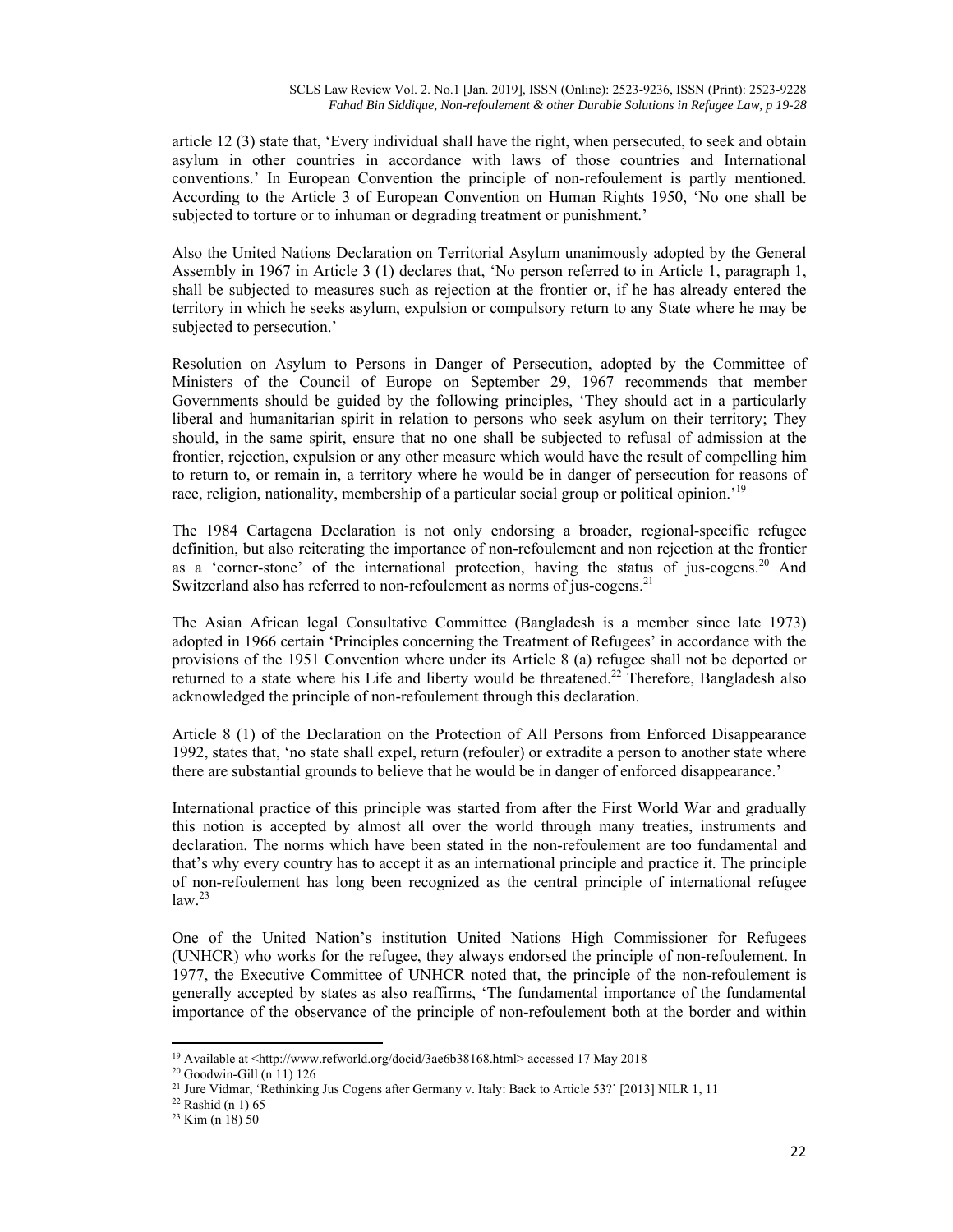article 12 (3) state that, 'Every individual shall have the right, when persecuted, to seek and obtain asylum in other countries in accordance with laws of those countries and International conventions.' In European Convention the principle of non-refoulement is partly mentioned. According to the Article 3 of European Convention on Human Rights 1950, 'No one shall be subjected to torture or to inhuman or degrading treatment or punishment.'

Also the United Nations Declaration on Territorial Asylum unanimously adopted by the General Assembly in 1967 in Article 3 (1) declares that, 'No person referred to in Article 1, paragraph 1, shall be subjected to measures such as rejection at the frontier or, if he has already entered the territory in which he seeks asylum, expulsion or compulsory return to any State where he may be subjected to persecution.'

Resolution on Asylum to Persons in Danger of Persecution, adopted by the Committee of Ministers of the Council of Europe on September 29, 1967 recommends that member Governments should be guided by the following principles, 'They should act in a particularly liberal and humanitarian spirit in relation to persons who seek asylum on their territory; They should, in the same spirit, ensure that no one shall be subjected to refusal of admission at the frontier, rejection, expulsion or any other measure which would have the result of compelling him to return to, or remain in, a territory where he would be in danger of persecution for reasons of race, religion, nationality, membership of a particular social group or political opinion.'[19]

The 1984 Cartagena Declaration is not only endorsing a broader, regional-specific refugee definition, but also reiterating the importance of non-refoulement and non rejection at the frontier as a 'corner-stone' of the international protection, having the status of jus-cogens.[20] And Switzerland also has referred to non-refoulement as norms of jus-cogens.[21]

The Asian African legal Consultative Committee (Bangladesh is a member since late 1973) adopted in 1966 certain 'Principles concerning the Treatment of Refugees' in accordance with the provisions of the 1951 Convention where under its Article 8 (a) refugee shall not be deported or returned to a state where his Life and liberty would be threatened.[22] Therefore, Bangladesh also acknowledged the principle of non-refoulement through this declaration.

Article 8 (1) of the Declaration on the Protection of All Persons from Enforced Disappearance 1992, states that, 'no state shall expel, return (refouler) or extradite a person to another state where there are substantial grounds to believe that he would be in danger of enforced disappearance.'

International practice of this principle was started from after the First World War and gradually this notion is accepted by almost all over the world through many treaties, instruments and declaration. The norms which have been stated in the non-refoulement are too fundamental and that's why every country has to accept it as an international principle and practice it. The principle of non-refoulement has long been recognized as the central principle of international refugee law.[23]

One of the United Nation's institution United Nations High Commissioner for Refugees (UNHCR) who works for the refugee, they always endorsed the principle of non-refoulement. In 1977, the Executive Committee of UNHCR noted that, the principle of the non-refoulement is generally accepted by states as also reaffirms, 'The fundamental importance of the fundamental importance of the observance of the principle of non-refoulement both at the border and within

---

[19] Available at <http://www.refworld.org/docid/3ae6b38168.html> accessed 17 May 2018

[20] Goodwin-Gill (n 11) 126

[21] Jure Vidmar, 'Rethinking Jus Cogens after Germany v. Italy: Back to Article 53?' [2013] NILR 1, 11

[22] Rashid (n 1) 65

[23] Kim (n 18) 50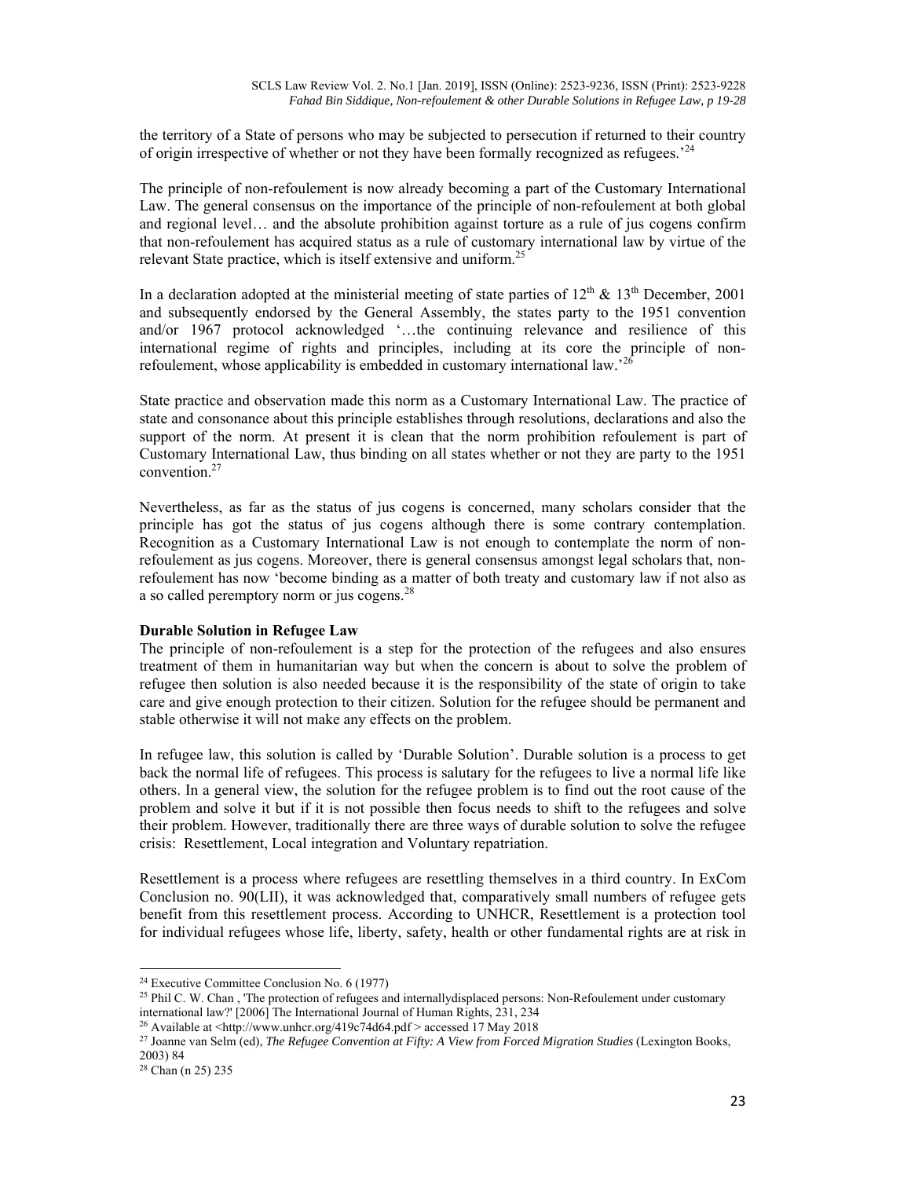the territory of a State of persons who may be subjected to persecution if returned to their country of origin irrespective of whether or not they have been formally recognized as refugees.'[24]

The principle of non-refoulement is now already becoming a part of the Customary International Law. The general consensus on the importance of the principle of non-refoulement at both global and regional level… and the absolute prohibition against torture as a rule of jus cogens confirm that non-refoulement has acquired status as a rule of customary international law by virtue of the relevant State practice, which is itself extensive and uniform.[25]

In a declaration adopted at the ministerial meeting of state parties of 12th & 13th December, 2001 and subsequently endorsed by the General Assembly, the states party to the 1951 convention and/or 1967 protocol acknowledged '…the continuing relevance and resilience of this international regime of rights and principles, including at its core the principle of non-refoulement, whose applicability is embedded in customary international law.'[26]

State practice and observation made this norm as a Customary International Law. The practice of state and consonance about this principle establishes through resolutions, declarations and also the support of the norm. At present it is clean that the norm prohibition refoulement is part of Customary International Law, thus binding on all states whether or not they are party to the 1951 convention.[27]

Nevertheless, as far as the status of jus cogens is concerned, many scholars consider that the principle has got the status of jus cogens although there is some contrary contemplation. Recognition as a Customary International Law is not enough to contemplate the norm of non-refoulement as jus cogens. Moreover, there is general consensus amongst legal scholars that, non-refoulement has now 'become binding as a matter of both treaty and customary law if not also as a so called peremptory norm or jus cogens.[28]

**Durable Solution in Refugee Law**

The principle of non-refoulement is a step for the protection of the refugees and also ensures treatment of them in humanitarian way but when the concern is about to solve the problem of refugee then solution is also needed because it is the responsibility of the state of origin to take care and give enough protection to their citizen. Solution for the refugee should be permanent and stable otherwise it will not make any effects on the problem.

In refugee law, this solution is called by 'Durable Solution'. Durable solution is a process to get back the normal life of refugees. This process is salutary for the refugees to live a normal life like others. In a general view, the solution for the refugee problem is to find out the root cause of the problem and solve it but if it is not possible then focus needs to shift to the refugees and solve their problem. However, traditionally there are three ways of durable solution to solve the refugee crisis: Resettlement, Local integration and Voluntary repatriation.

Resettlement is a process where refugees are resettling themselves in a third country. In ExCom Conclusion no. 90(LII), it was acknowledged that, comparatively small numbers of refugee gets benefit from this resettlement process. According to UNHCR, Resettlement is a protection tool for individual refugees whose life, liberty, safety, health or other fundamental rights are at risk in

---

[24] Executive Committee Conclusion No. 6 (1977)

[25] Phil C. W. Chan , 'The protection of refugees and internallydisplaced persons: Non-Refoulement under customary international law?' [2006] The International Journal of Human Rights, 231, 234

[26] Available at <http://www.unhcr.org/419c74d64.pdf > accessed 17 May 2018

[27] Joanne van Selm (ed), *The Refugee Convention at Fifty: A View from Forced Migration Studies* (Lexington Books, 2003) 84

[28] Chan (n 25) 235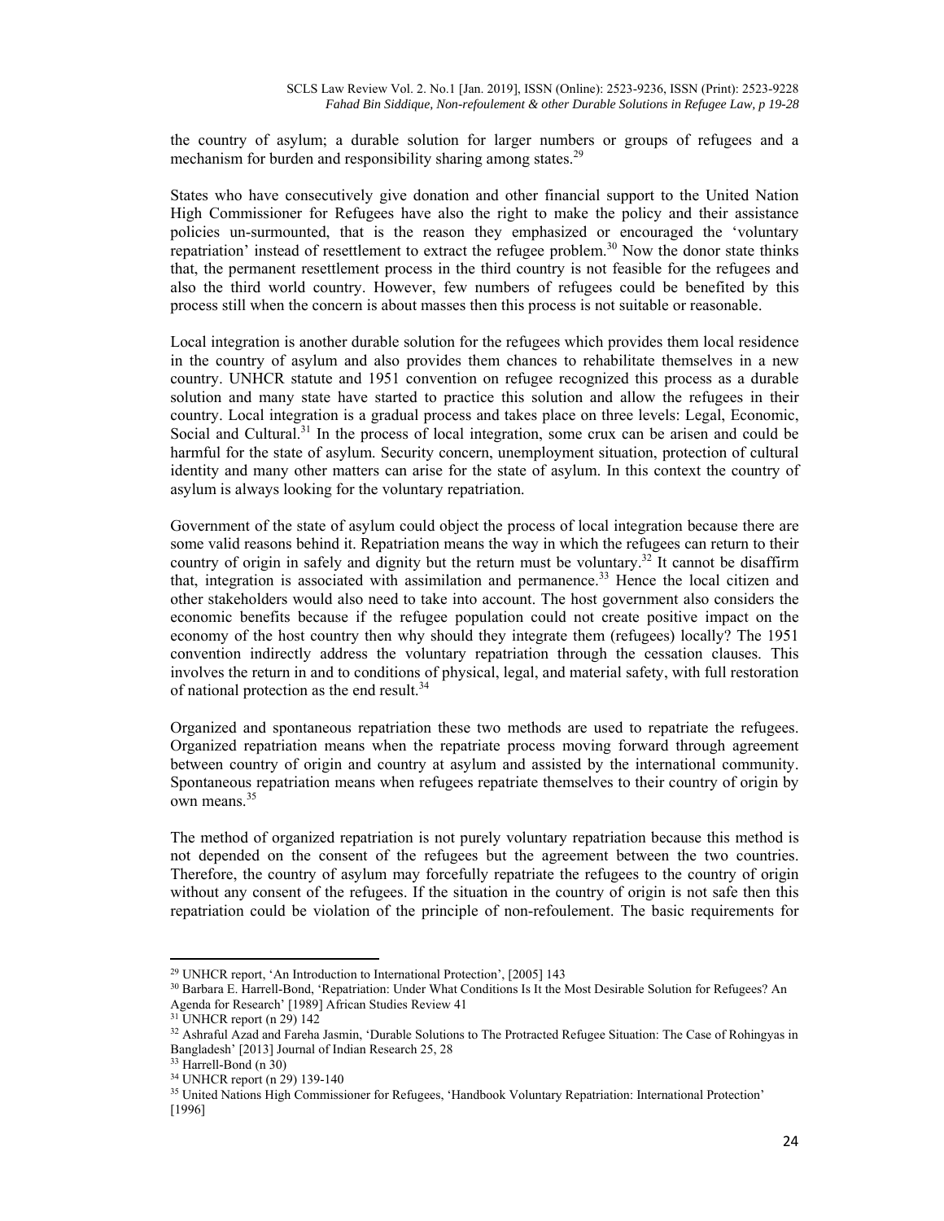the country of asylum; a durable solution for larger numbers or groups of refugees and a mechanism for burden and responsibility sharing among states.[29]

States who have consecutively give donation and other financial support to the United Nation High Commissioner for Refugees have also the right to make the policy and their assistance policies un-surmounted, that is the reason they emphasized or encouraged the 'voluntary repatriation' instead of resettlement to extract the refugee problem.[30] Now the donor state thinks that, the permanent resettlement process in the third country is not feasible for the refugees and also the third world country. However, few numbers of refugees could be benefited by this process still when the concern is about masses then this process is not suitable or reasonable.

Local integration is another durable solution for the refugees which provides them local residence in the country of asylum and also provides them chances to rehabilitate themselves in a new country. UNHCR statute and 1951 convention on refugee recognized this process as a durable solution and many state have started to practice this solution and allow the refugees in their country. Local integration is a gradual process and takes place on three levels: Legal, Economic, Social and Cultural.[31] In the process of local integration, some crux can be arisen and could be harmful for the state of asylum. Security concern, unemployment situation, protection of cultural identity and many other matters can arise for the state of asylum. In this context the country of asylum is always looking for the voluntary repatriation.

Government of the state of asylum could object the process of local integration because there are some valid reasons behind it. Repatriation means the way in which the refugees can return to their country of origin in safely and dignity but the return must be voluntary.[32] It cannot be disaffirm that, integration is associated with assimilation and permanence.[33] Hence the local citizen and other stakeholders would also need to take into account. The host government also considers the economic benefits because if the refugee population could not create positive impact on the economy of the host country then why should they integrate them (refugees) locally? The 1951 convention indirectly address the voluntary repatriation through the cessation clauses. This involves the return in and to conditions of physical, legal, and material safety, with full restoration of national protection as the end result.[34]

Organized and spontaneous repatriation these two methods are used to repatriate the refugees. Organized repatriation means when the repatriate process moving forward through agreement between country of origin and country at asylum and assisted by the international community. Spontaneous repatriation means when refugees repatriate themselves to their country of origin by own means.[35]

The method of organized repatriation is not purely voluntary repatriation because this method is not depended on the consent of the refugees but the agreement between the two countries. Therefore, the country of asylum may forcefully repatriate the refugees to the country of origin without any consent of the refugees. If the situation in the country of origin is not safe then this repatriation could be violation of the principle of non-refoulement. The basic requirements for

---

[29] UNHCR report, 'An Introduction to International Protection', [2005] 143

[30] Barbara E. Harrell-Bond, 'Repatriation: Under What Conditions Is It the Most Desirable Solution for Refugees? An Agenda for Research' [1989] African Studies Review 41

[31] UNHCR report (n 29) 142

[32] Ashraful Azad and Fareha Jasmin, 'Durable Solutions to The Protracted Refugee Situation: The Case of Rohingyas in Bangladesh' [2013] Journal of Indian Research 25, 28

[33] Harrell-Bond (n 30)

[34] UNHCR report (n 29) 139-140

[35] United Nations High Commissioner for Refugees, 'Handbook Voluntary Repatriation: International Protection' [1996]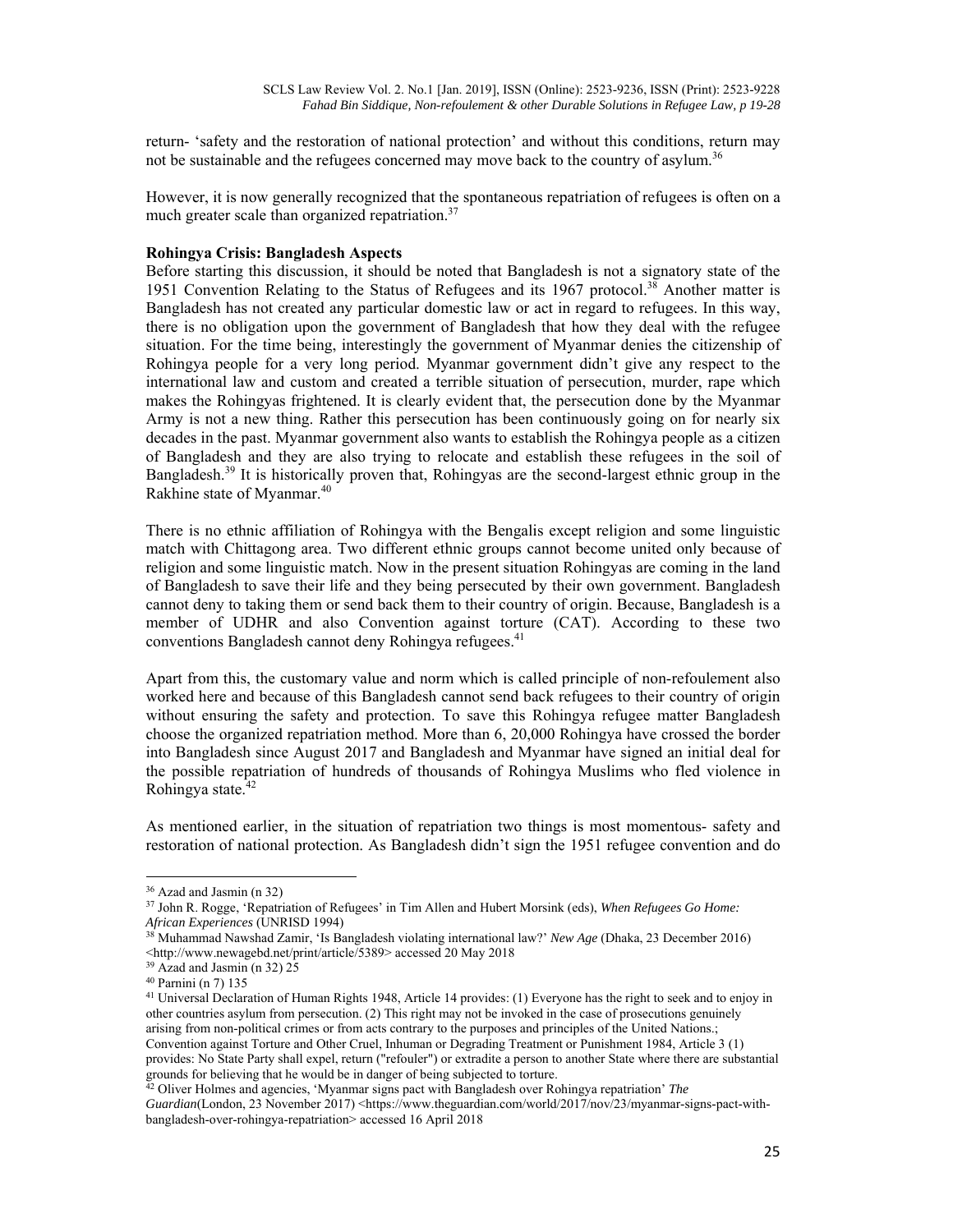return- 'safety and the restoration of national protection' and without this conditions, return may not be sustainable and the refugees concerned may move back to the country of asylum.[36]

However, it is now generally recognized that the spontaneous repatriation of refugees is often on a much greater scale than organized repatriation.[37]

**Rohingya Crisis: Bangladesh Aspects**

Before starting this discussion, it should be noted that Bangladesh is not a signatory state of the 1951 Convention Relating to the Status of Refugees and its 1967 protocol.[38] Another matter is Bangladesh has not created any particular domestic law or act in regard to refugees. In this way, there is no obligation upon the government of Bangladesh that how they deal with the refugee situation. For the time being, interestingly the government of Myanmar denies the citizenship of Rohingya people for a very long period. Myanmar government didn't give any respect to the international law and custom and created a terrible situation of persecution, murder, rape which makes the Rohingyas frightened. It is clearly evident that, the persecution done by the Myanmar Army is not a new thing. Rather this persecution has been continuously going on for nearly six decades in the past. Myanmar government also wants to establish the Rohingya people as a citizen of Bangladesh and they are also trying to relocate and establish these refugees in the soil of Bangladesh.[39] It is historically proven that, Rohingyas are the second-largest ethnic group in the Rakhine state of Myanmar.[40]

There is no ethnic affiliation of Rohingya with the Bengalis except religion and some linguistic match with Chittagong area. Two different ethnic groups cannot become united only because of religion and some linguistic match. Now in the present situation Rohingyas are coming in the land of Bangladesh to save their life and they being persecuted by their own government. Bangladesh cannot deny to taking them or send back them to their country of origin. Because, Bangladesh is a member of UDHR and also Convention against torture (CAT). According to these two conventions Bangladesh cannot deny Rohingya refugees.[41]

Apart from this, the customary value and norm which is called principle of non-refoulement also worked here and because of this Bangladesh cannot send back refugees to their country of origin without ensuring the safety and protection. To save this Rohingya refugee matter Bangladesh choose the organized repatriation method. More than 6, 20,000 Rohingya have crossed the border into Bangladesh since August 2017 and Bangladesh and Myanmar have signed an initial deal for the possible repatriation of hundreds of thousands of Rohingya Muslims who fled violence in Rohingya state.[42]

As mentioned earlier, in the situation of repatriation two things is most momentous- safety and restoration of national protection. As Bangladesh didn't sign the 1951 refugee convention and do

---

[36] Azad and Jasmin (n 32)

[37] John R. Rogge, 'Repatriation of Refugees' in Tim Allen and Hubert Morsink (eds), *When Refugees Go Home: African Experiences* (UNRISD 1994)

[38] Muhammad Nawshad Zamir, 'Is Bangladesh violating international law?' *New Age* (Dhaka, 23 December 2016) <http://www.newagebd.net/print/article/5389> accessed 20 May 2018

[39] Azad and Jasmin (n 32) 25

[40] Parnini (n 7) 135

[41] Universal Declaration of Human Rights 1948, Article 14 provides: (1) Everyone has the right to seek and to enjoy in other countries asylum from persecution. (2) This right may not be invoked in the case of prosecutions genuinely arising from non-political crimes or from acts contrary to the purposes and principles of the United Nations.; Convention against Torture and Other Cruel, Inhuman or Degrading Treatment or Punishment 1984, Article 3 (1) provides: No State Party shall expel, return ("refouler") or extradite a person to another State where there are substantial grounds for believing that he would be in danger of being subjected to torture.

[42] Oliver Holmes and agencies, 'Myanmar signs pact with Bangladesh over Rohingya repatriation' *The Guardian*(London, 23 November 2017) <https://www.theguardian.com/world/2017/nov/23/myanmar-signs-pact-with-bangladesh-over-rohingya-repatriation> accessed 16 April 2018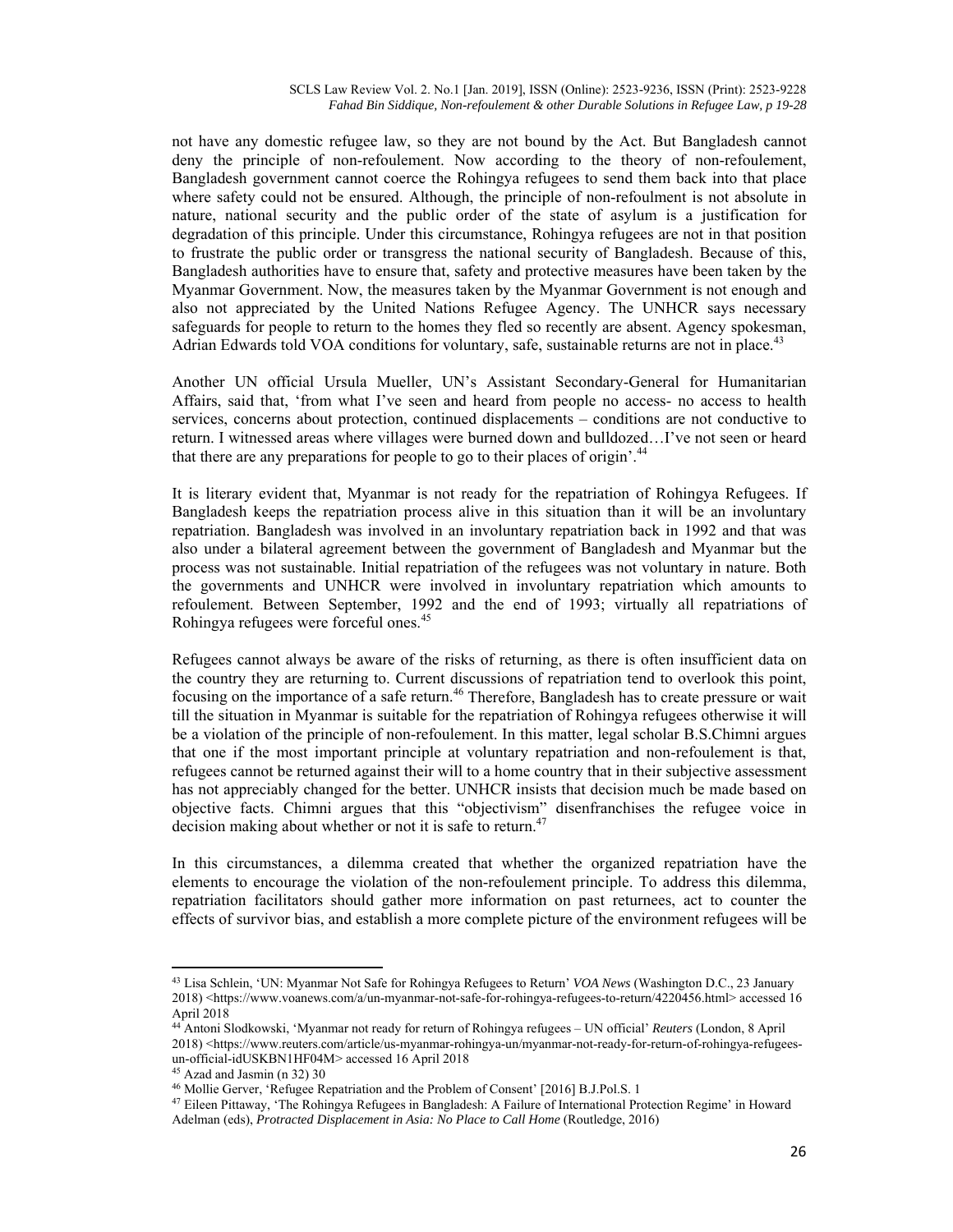not have any domestic refugee law, so they are not bound by the Act. But Bangladesh cannot deny the principle of non-refoulement. Now according to the theory of non-refoulement, Bangladesh government cannot coerce the Rohingya refugees to send them back into that place where safety could not be ensured. Although, the principle of non-refoulment is not absolute in nature, national security and the public order of the state of asylum is a justification for degradation of this principle. Under this circumstance, Rohingya refugees are not in that position to frustrate the public order or transgress the national security of Bangladesh. Because of this, Bangladesh authorities have to ensure that, safety and protective measures have been taken by the Myanmar Government. Now, the measures taken by the Myanmar Government is not enough and also not appreciated by the United Nations Refugee Agency. The UNHCR says necessary safeguards for people to return to the homes they fled so recently are absent. Agency spokesman, Adrian Edwards told VOA conditions for voluntary, safe, sustainable returns are not in place.[43]

Another UN official Ursula Mueller, UN's Assistant Secondary-General for Humanitarian Affairs, said that, 'from what I've seen and heard from people no access- no access to health services, concerns about protection, continued displacements – conditions are not conductive to return. I witnessed areas where villages were burned down and bulldozed…I've not seen or heard that there are any preparations for people to go to their places of origin'.[44]

It is literary evident that, Myanmar is not ready for the repatriation of Rohingya Refugees. If Bangladesh keeps the repatriation process alive in this situation than it will be an involuntary repatriation. Bangladesh was involved in an involuntary repatriation back in 1992 and that was also under a bilateral agreement between the government of Bangladesh and Myanmar but the process was not sustainable. Initial repatriation of the refugees was not voluntary in nature. Both the governments and UNHCR were involved in involuntary repatriation which amounts to refoulement. Between September, 1992 and the end of 1993; virtually all repatriations of Rohingya refugees were forceful ones.[45]

Refugees cannot always be aware of the risks of returning, as there is often insufficient data on the country they are returning to. Current discussions of repatriation tend to overlook this point, focusing on the importance of a safe return.[46] Therefore, Bangladesh has to create pressure or wait till the situation in Myanmar is suitable for the repatriation of Rohingya refugees otherwise it will be a violation of the principle of non-refoulement. In this matter, legal scholar B.S.Chimni argues that one if the most important principle at voluntary repatriation and non-refoulement is that, refugees cannot be returned against their will to a home country that in their subjective assessment has not appreciably changed for the better. UNHCR insists that decision much be made based on objective facts. Chimni argues that this "objectivism" disenfranchises the refugee voice in decision making about whether or not it is safe to return.[47]

In this circumstances, a dilemma created that whether the organized repatriation have the elements to encourage the violation of the non-refoulement principle. To address this dilemma, repatriation facilitators should gather more information on past returnees, act to counter the effects of survivor bias, and establish a more complete picture of the environment refugees will be

---

[43] Lisa Schlein, 'UN: Myanmar Not Safe for Rohingya Refugees to Return' *VOA News* (Washington D.C., 23 January 2018) <https://www.voanews.com/a/un-myanmar-not-safe-for-rohingya-refugees-to-return/4220456.html> accessed 16 April 2018

[44] Antoni Slodkowski, 'Myanmar not ready for return of Rohingya refugees – UN official' *Reuters* (London, 8 April 2018) <https://www.reuters.com/article/us-myanmar-rohingya-un/myanmar-not-ready-for-return-of-rohingya-refugees-un-official-idUSKBN1HF04M> accessed 16 April 2018

[45] Azad and Jasmin (n 32) 30

[46] Mollie Gerver, 'Refugee Repatriation and the Problem of Consent' [2016] B.J.Pol.S. 1

[47] Eileen Pittaway, 'The Rohingya Refugees in Bangladesh: A Failure of International Protection Regime' in Howard Adelman (eds), *Protracted Displacement in Asia: No Place to Call Home* (Routledge, 2016)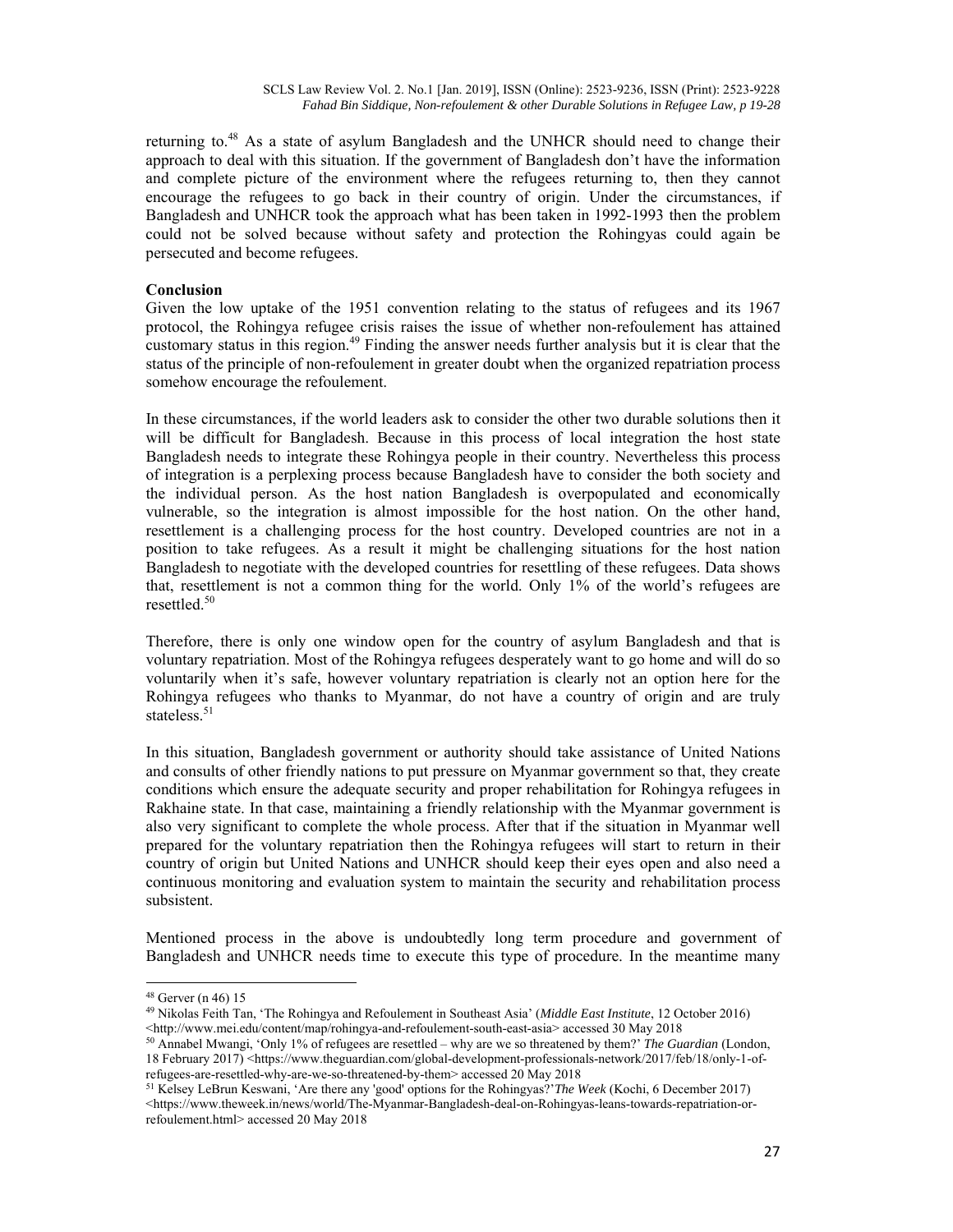returning to.[48] As a state of asylum Bangladesh and the UNHCR should need to change their approach to deal with this situation. If the government of Bangladesh don't have the information and complete picture of the environment where the refugees returning to, then they cannot encourage the refugees to go back in their country of origin. Under the circumstances, if Bangladesh and UNHCR took the approach what has been taken in 1992-1993 then the problem could not be solved because without safety and protection the Rohingyas could again be persecuted and become refugees.

**Conclusion**

Given the low uptake of the 1951 convention relating to the status of refugees and its 1967 protocol, the Rohingya refugee crisis raises the issue of whether non-refoulement has attained customary status in this region.[49] Finding the answer needs further analysis but it is clear that the status of the principle of non-refoulement in greater doubt when the organized repatriation process somehow encourage the refoulement.

In these circumstances, if the world leaders ask to consider the other two durable solutions then it will be difficult for Bangladesh. Because in this process of local integration the host state Bangladesh needs to integrate these Rohingya people in their country. Nevertheless this process of integration is a perplexing process because Bangladesh have to consider the both society and the individual person. As the host nation Bangladesh is overpopulated and economically vulnerable, so the integration is almost impossible for the host nation. On the other hand, resettlement is a challenging process for the host country. Developed countries are not in a position to take refugees. As a result it might be challenging situations for the host nation Bangladesh to negotiate with the developed countries for resettling of these refugees. Data shows that, resettlement is not a common thing for the world. Only 1% of the world's refugees are resettled.[50]

Therefore, there is only one window open for the country of asylum Bangladesh and that is voluntary repatriation. Most of the Rohingya refugees desperately want to go home and will do so voluntarily when it's safe, however voluntary repatriation is clearly not an option here for the Rohingya refugees who thanks to Myanmar, do not have a country of origin and are truly stateless.[51]

In this situation, Bangladesh government or authority should take assistance of United Nations and consults of other friendly nations to put pressure on Myanmar government so that, they create conditions which ensure the adequate security and proper rehabilitation for Rohingya refugees in Rakhaine state. In that case, maintaining a friendly relationship with the Myanmar government is also very significant to complete the whole process. After that if the situation in Myanmar well prepared for the voluntary repatriation then the Rohingya refugees will start to return in their country of origin but United Nations and UNHCR should keep their eyes open and also need a continuous monitoring and evaluation system to maintain the security and rehabilitation process subsistent.

Mentioned process in the above is undoubtedly long term procedure and government of Bangladesh and UNHCR needs time to execute this type of procedure. In the meantime many

---

[48] Gerver (n 46) 15

[49] Nikolas Feith Tan, 'The Rohingya and Refoulement in Southeast Asia' (*Middle East Institute*, 12 October 2016) <http://www.mei.edu/content/map/rohingya-and-refoulement-south-east-asia> accessed 30 May 2018

[50] Annabel Mwangi, 'Only 1% of refugees are resettled – why are we so threatened by them?' *The Guardian* (London, 18 February 2017) <https://www.theguardian.com/global-development-professionals-network/2017/feb/18/only-1-of-refugees-are-resettled-why-are-we-so-threatened-by-them> accessed 20 May 2018

[51] Kelsey LeBrun Keswani, 'Are there any 'good' options for the Rohingyas?' *The Week* (Kochi, 6 December 2017) <https://www.theweek.in/news/world/The-Myanmar-Bangladesh-deal-on-Rohingyas-leans-towards-repatriation-or-refoulement.html> accessed 20 May 2018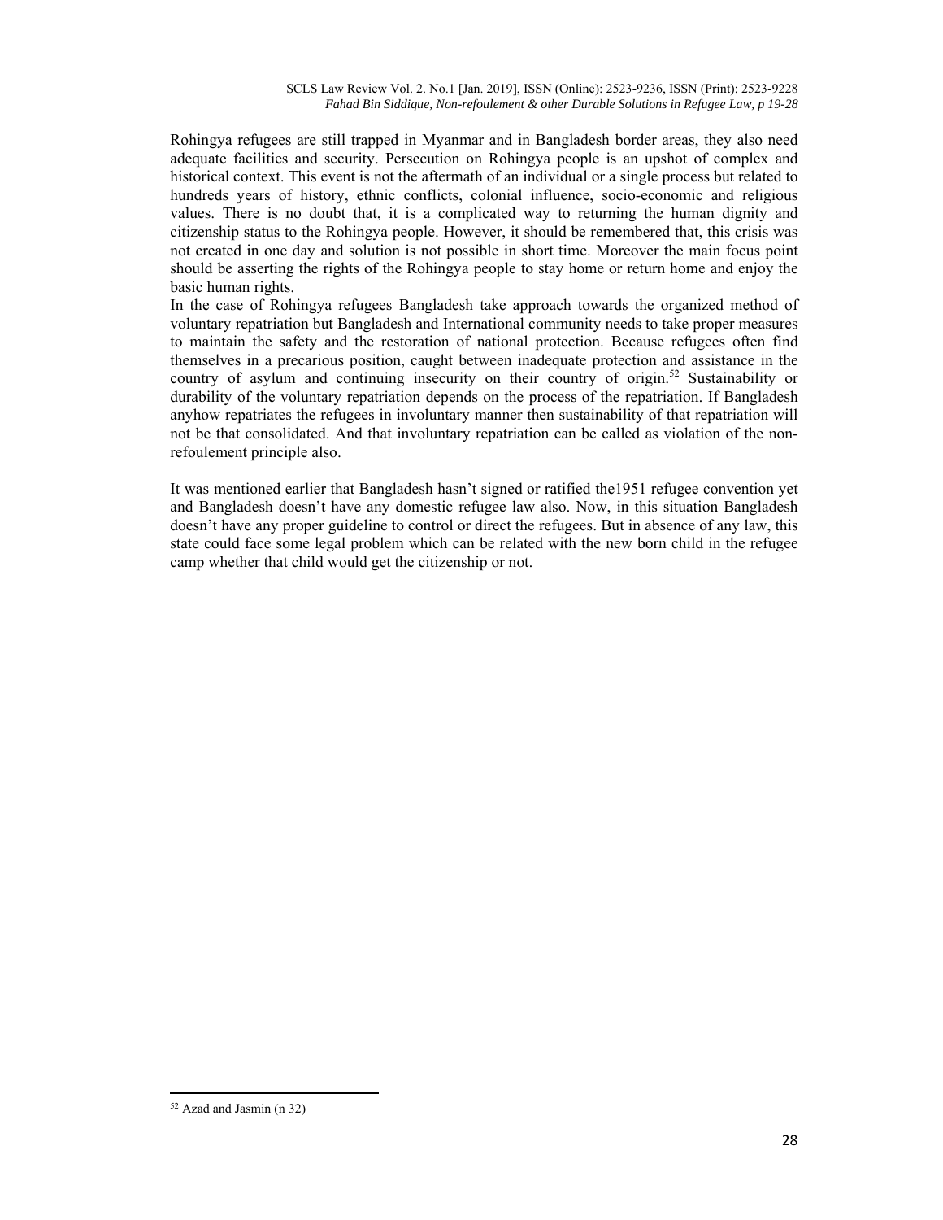Rohingya refugees are still trapped in Myanmar and in Bangladesh border areas, they also need adequate facilities and security. Persecution on Rohingya people is an upshot of complex and historical context. This event is not the aftermath of an individual or a single process but related to hundreds years of history, ethnic conflicts, colonial influence, socio-economic and religious values. There is no doubt that, it is a complicated way to returning the human dignity and citizenship status to the Rohingya people. However, it should be remembered that, this crisis was not created in one day and solution is not possible in short time. Moreover the main focus point should be asserting the rights of the Rohingya people to stay home or return home and enjoy the basic human rights.

In the case of Rohingya refugees Bangladesh take approach towards the organized method of voluntary repatriation but Bangladesh and International community needs to take proper measures to maintain the safety and the restoration of national protection. Because refugees often find themselves in a precarious position, caught between inadequate protection and assistance in the country of asylum and continuing insecurity on their country of origin.[52] Sustainability or durability of the voluntary repatriation depends on the process of the repatriation. If Bangladesh anyhow repatriates the refugees in involuntary manner then sustainability of that repatriation will not be that consolidated. And that involuntary repatriation can be called as violation of the non-refoulement principle also.

It was mentioned earlier that Bangladesh hasn't signed or ratified the1951 refugee convention yet and Bangladesh doesn't have any domestic refugee law also. Now, in this situation Bangladesh doesn't have any proper guideline to control or direct the refugees. But in absence of any law, this state could face some legal problem which can be related with the new born child in the refugee camp whether that child would get the citizenship or not.

---

[52] Azad and Jasmin (n 32)